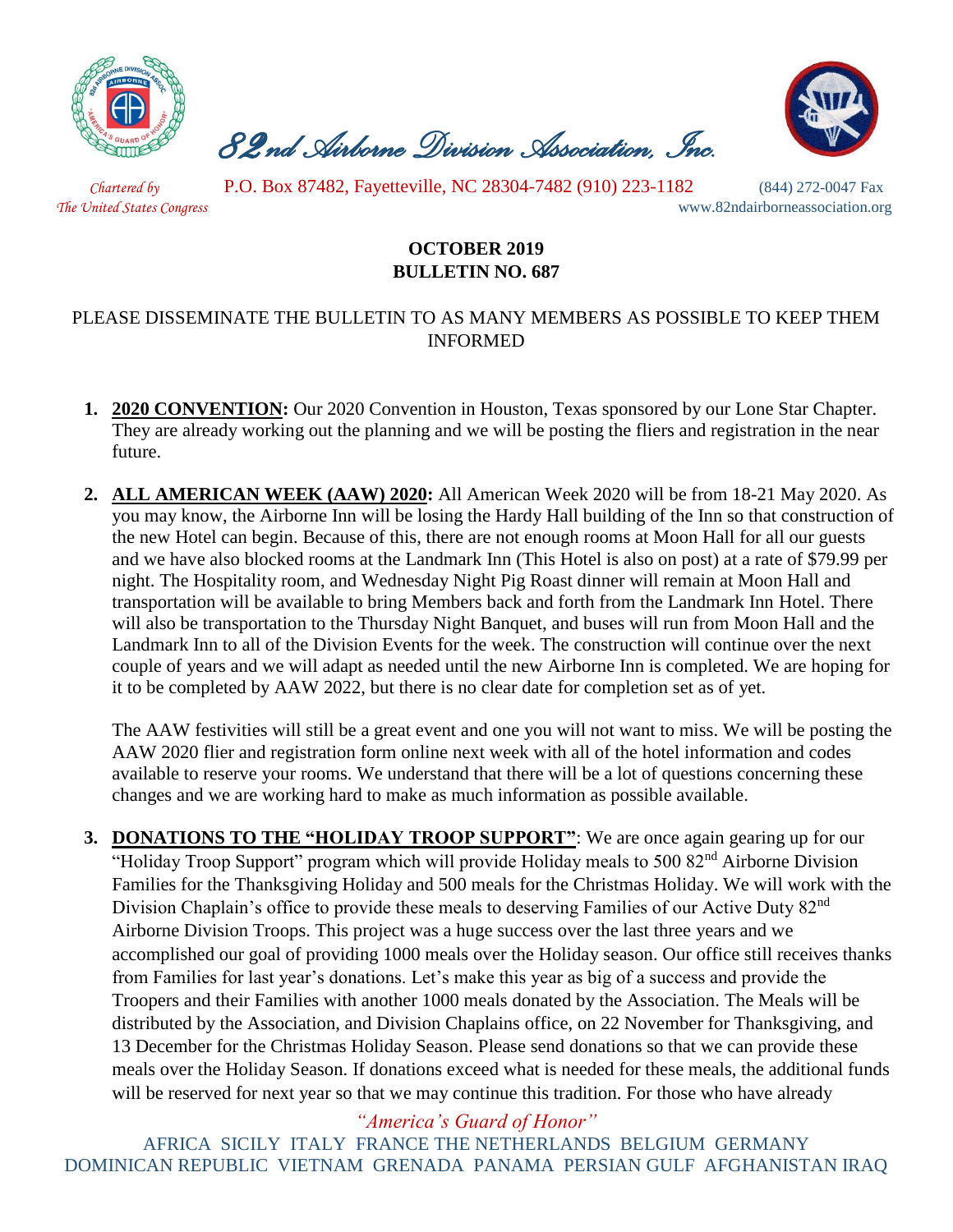# 82nd Airborne Division Association, Inc.

*Chartered by The United States Congress*

P.O. Box 87482, Fayetteville, NC 28304-7482 (910) 223-1182 (844) 272-0047 Fax

www.82ndairborneassociation.org

**OCTOBER 2019**
**BULLETIN NO. 687**

PLEASE DISSEMINATE THE BULLETIN TO AS MANY MEMBERS AS POSSIBLE TO KEEP THEM INFORMED

1. **2020 CONVENTION:** Our 2020 Convention in Houston, Texas sponsored by our Lone Star Chapter. They are already working out the planning and we will be posting the fliers and registration in the near future.

2. **ALL AMERICAN WEEK (AAW) 2020:** All American Week 2020 will be from 18-21 May 2020. As you may know, the Airborne Inn will be losing the Hardy Hall building of the Inn so that construction of the new Hotel can begin. Because of this, there are not enough rooms at Moon Hall for all our guests and we have also blocked rooms at the Landmark Inn (This Hotel is also on post) at a rate of $79.99 per night. The Hospitality room, and Wednesday Night Pig Roast dinner will remain at Moon Hall and transportation will be available to bring Members back and forth from the Landmark Inn Hotel. There will also be transportation to the Thursday Night Banquet, and buses will run from Moon Hall and the Landmark Inn to all of the Division Events for the week. The construction will continue over the next couple of years and we will adapt as needed until the new Airborne Inn is completed. We are hoping for it to be completed by AAW 2022, but there is no clear date for completion set as of yet.

   The AAW festivities will still be a great event and one you will not want to miss. We will be posting the AAW 2020 flier and registration form online next week with all of the hotel information and codes available to reserve your rooms. We understand that there will be a lot of questions concerning these changes and we are working hard to make as much information as possible available.

3. **DONATIONS TO THE "HOLIDAY TROOP SUPPORT"**: We are once again gearing up for our "Holiday Troop Support" program which will provide Holiday meals to 500 82nd Airborne Division Families for the Thanksgiving Holiday and 500 meals for the Christmas Holiday. We will work with the Division Chaplain's office to provide these meals to deserving Families of our Active Duty 82nd Airborne Division Troops. This project was a huge success over the last three years and we accomplished our goal of providing 1000 meals over the Holiday season. Our office still receives thanks from Families for last year's donations. Let's make this year as big of a success and provide the Troopers and their Families with another 1000 meals donated by the Association. The Meals will be distributed by the Association, and Division Chaplains office, on 22 November for Thanksgiving, and 13 December for the Christmas Holiday Season. Please send donations so that we can provide these meals over the Holiday Season. If donations exceed what is needed for these meals, the additional funds will be reserved for next year so that we may continue this tradition. For those who have already

*"America's Guard of Honor"*

AFRICA SICILY ITALY FRANCE THE NETHERLANDS BELGIUM GERMANY DOMINICAN REPUBLIC VIETNAM GRENADA PANAMA PERSIAN GULF AFGHANISTAN IRAQ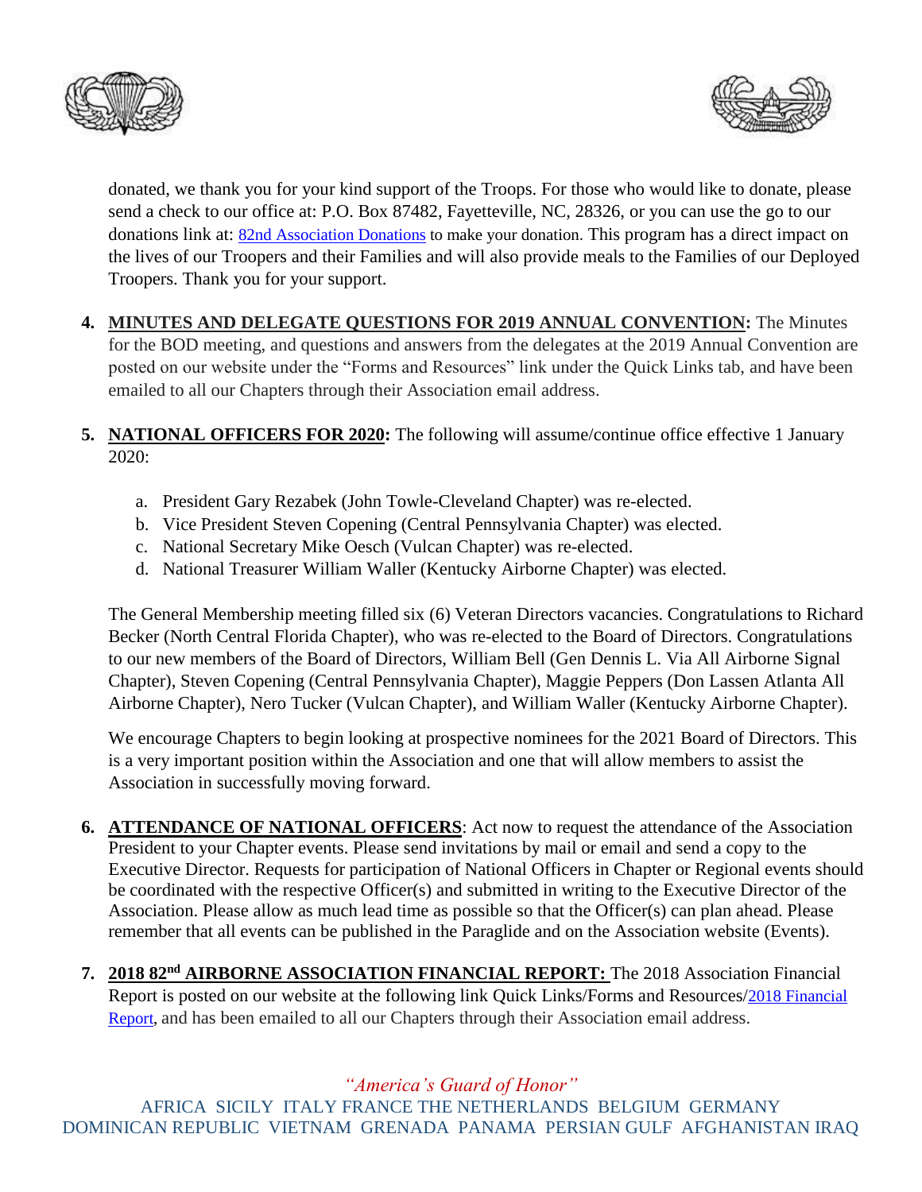donated, we thank you for your kind support of the Troops. For those who would like to donate, please send a check to our office at: P.O. Box 87482, Fayetteville, NC, 28326, or you can use the go to our donations link at: 82nd Association Donations to make your donation. This program has a direct impact on the lives of our Troopers and their Families and will also provide meals to the Families of our Deployed Troopers. Thank you for your support.

4. **MINUTES AND DELEGATE QUESTIONS FOR 2019 ANNUAL CONVENTION:** The Minutes for the BOD meeting, and questions and answers from the delegates at the 2019 Annual Convention are posted on our website under the "Forms and Resources" link under the Quick Links tab, and have been emailed to all our Chapters through their Association email address.

5. **NATIONAL OFFICERS FOR 2020:** The following will assume/continue office effective 1 January 2020:

   a. President Gary Rezabek (John Towle-Cleveland Chapter) was re-elected.
   b. Vice President Steven Copening (Central Pennsylvania Chapter) was elected.
   c. National Secretary Mike Oesch (Vulcan Chapter) was re-elected.
   d. National Treasurer William Waller (Kentucky Airborne Chapter) was elected.

   The General Membership meeting filled six (6) Veteran Directors vacancies. Congratulations to Richard Becker (North Central Florida Chapter), who was re-elected to the Board of Directors. Congratulations to our new members of the Board of Directors, William Bell (Gen Dennis L. Via All Airborne Signal Chapter), Steven Copening (Central Pennsylvania Chapter), Maggie Peppers (Don Lassen Atlanta All Airborne Chapter), Nero Tucker (Vulcan Chapter), and William Waller (Kentucky Airborne Chapter).

   We encourage Chapters to begin looking at prospective nominees for the 2021 Board of Directors. This is a very important position within the Association and one that will allow members to assist the Association in successfully moving forward.

6. **ATTENDANCE OF NATIONAL OFFICERS**: Act now to request the attendance of the Association President to your Chapter events. Please send invitations by mail or email and send a copy to the Executive Director. Requests for participation of National Officers in Chapter or Regional events should be coordinated with the respective Officer(s) and submitted in writing to the Executive Director of the Association. Please allow as much lead time as possible so that the Officer(s) can plan ahead. Please remember that all events can be published in the Paraglide and on the Association website (Events).

7. **2018 82nd AIRBORNE ASSOCIATION FINANCIAL REPORT:** The 2018 Association Financial Report is posted on our website at the following link Quick Links/Forms and Resources/2018 Financial Report, and has been emailed to all our Chapters through their Association email address.

*"America's Guard of Honor"*

AFRICA SICILY ITALY FRANCE THE NETHERLANDS BELGIUM GERMANY DOMINICAN REPUBLIC VIETNAM GRENADA PANAMA PERSIAN GULF AFGHANISTAN IRAQ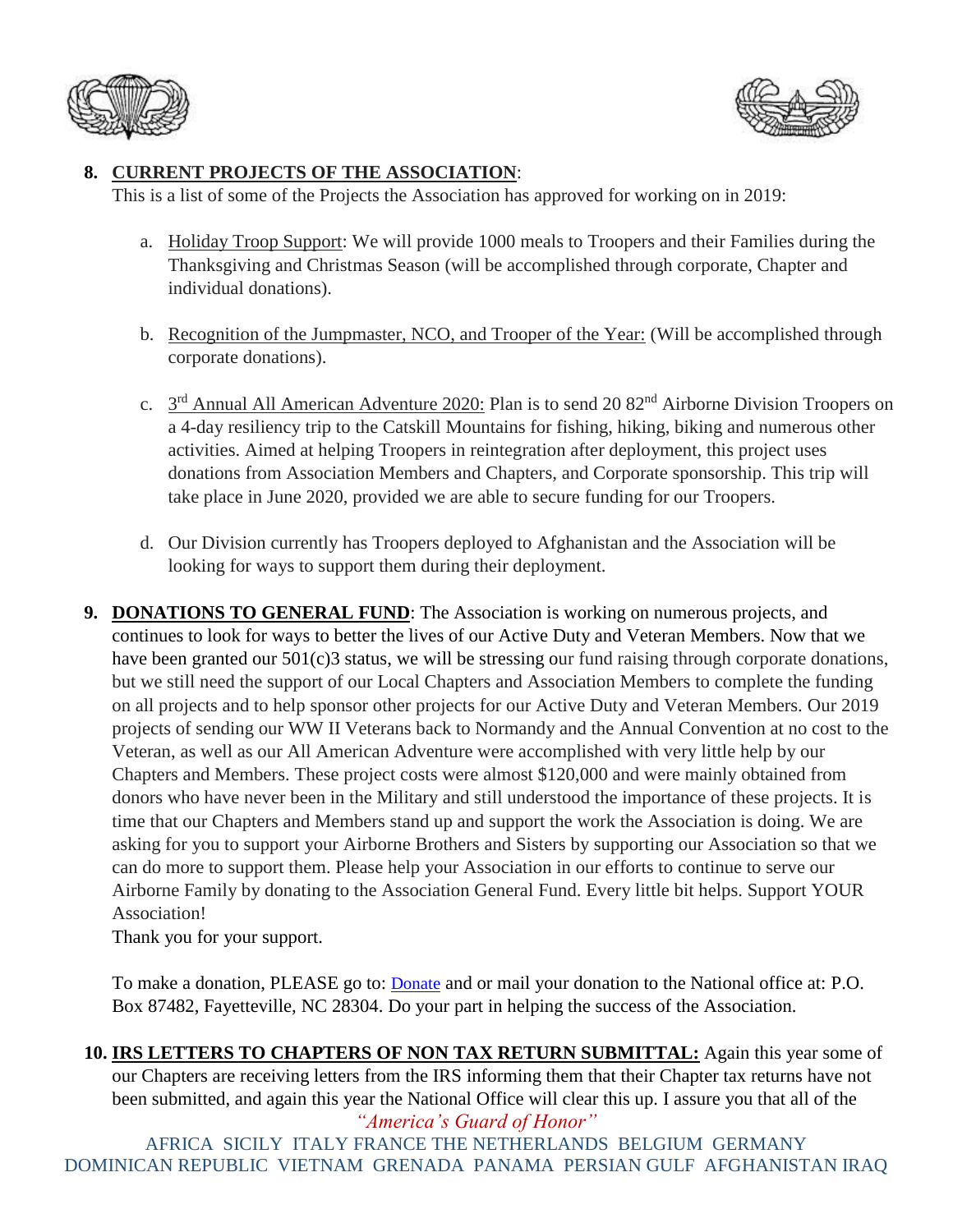8. **CURRENT PROJECTS OF THE ASSOCIATION**:
   This is a list of some of the Projects the Association has approved for working on in 2019:

   a. Holiday Troop Support: We will provide 1000 meals to Troopers and their Families during the Thanksgiving and Christmas Season (will be accomplished through corporate, Chapter and individual donations).

   b. Recognition of the Jumpmaster, NCO, and Trooper of the Year: (Will be accomplished through corporate donations).

   c. 3rd Annual All American Adventure 2020: Plan is to send 20 82nd Airborne Division Troopers on a 4-day resiliency trip to the Catskill Mountains for fishing, hiking, biking and numerous other activities. Aimed at helping Troopers in reintegration after deployment, this project uses donations from Association Members and Chapters, and Corporate sponsorship. This trip will take place in June 2020, provided we are able to secure funding for our Troopers.

   d. Our Division currently has Troopers deployed to Afghanistan and the Association will be looking for ways to support them during their deployment.

9. **DONATIONS TO GENERAL FUND**: The Association is working on numerous projects, and continues to look for ways to better the lives of our Active Duty and Veteran Members. Now that we have been granted our 501(c)3 status, we will be stressing our fund raising through corporate donations, but we still need the support of our Local Chapters and Association Members to complete the funding on all projects and to help sponsor other projects for our Active Duty and Veteran Members. Our 2019 projects of sending our WW II Veterans back to Normandy and the Annual Convention at no cost to the Veteran, as well as our All American Adventure were accomplished with very little help by our Chapters and Members. These project costs were almost $120,000 and were mainly obtained from donors who have never been in the Military and still understood the importance of these projects. It is time that our Chapters and Members stand up and support the work the Association is doing. We are asking for you to support your Airborne Brothers and Sisters by supporting our Association so that we can do more to support them. Please help your Association in our efforts to continue to serve our Airborne Family by donating to the Association General Fund. Every little bit helps. Support YOUR Association!
   Thank you for your support.

   To make a donation, PLEASE go to: Donate and or mail your donation to the National office at: P.O. Box 87482, Fayetteville, NC 28304. Do your part in helping the success of the Association.

10. **IRS LETTERS TO CHAPTERS OF NON TAX RETURN SUBMITTAL:** Again this year some of our Chapters are receiving letters from the IRS informing them that their Chapter tax returns have not been submitted, and again this year the National Office will clear this up. I assure you that all of the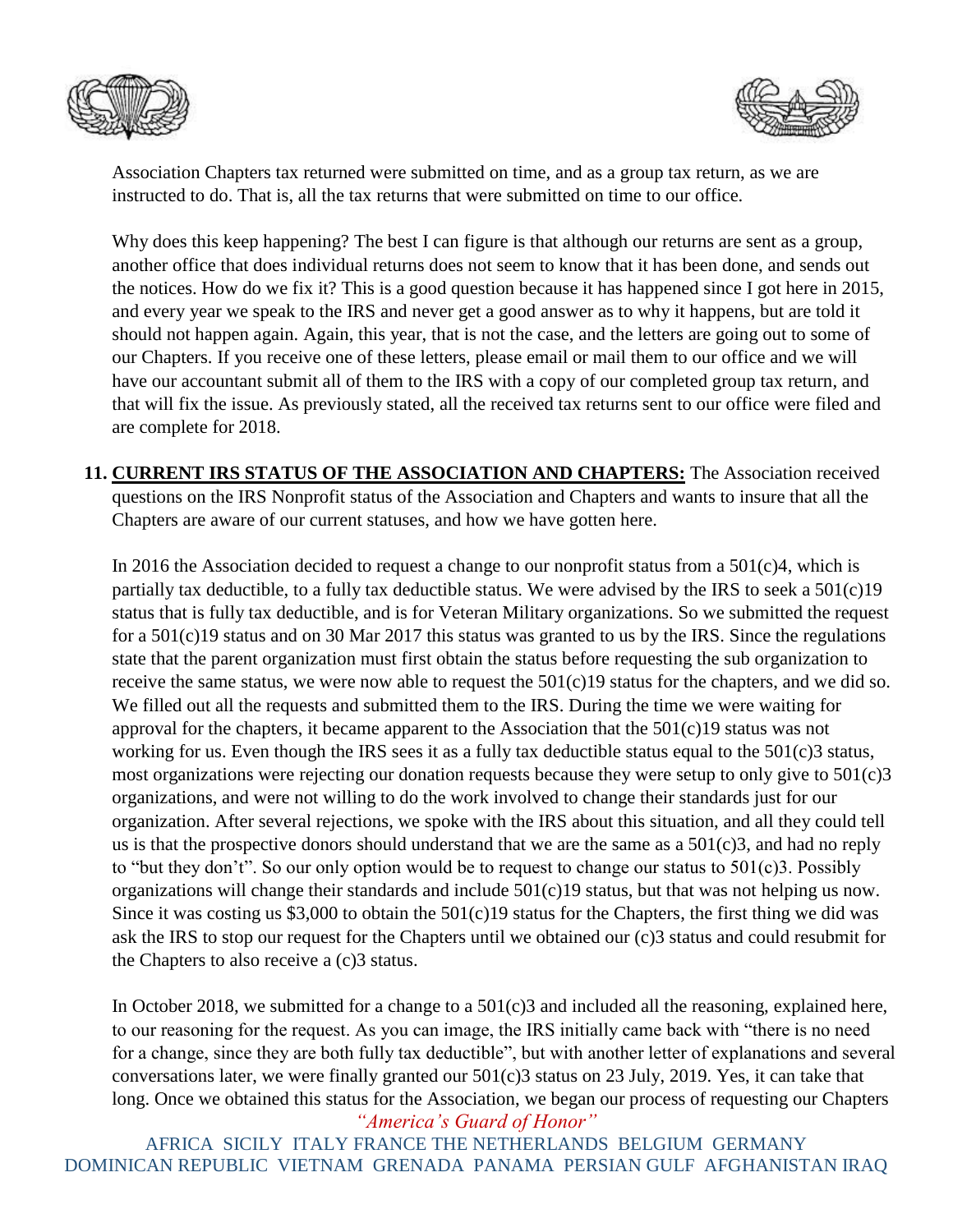Association Chapters tax returned were submitted on time, and as a group tax return, as we are instructed to do. That is, all the tax returns that were submitted on time to our office.

Why does this keep happening? The best I can figure is that although our returns are sent as a group, another office that does individual returns does not seem to know that it has been done, and sends out the notices. How do we fix it? This is a good question because it has happened since I got here in 2015, and every year we speak to the IRS and never get a good answer as to why it happens, but are told it should not happen again. Again, this year, that is not the case, and the letters are going out to some of our Chapters. If you receive one of these letters, please email or mail them to our office and we will have our accountant submit all of them to the IRS with a copy of our completed group tax return, and that will fix the issue. As previously stated, all the received tax returns sent to our office were filed and are complete for 2018.

11. **CURRENT IRS STATUS OF THE ASSOCIATION AND CHAPTERS:** The Association received questions on the IRS Nonprofit status of the Association and Chapters and wants to insure that all the Chapters are aware of our current statuses, and how we have gotten here.

In 2016 the Association decided to request a change to our nonprofit status from a 501(c)4, which is partially tax deductible, to a fully tax deductible status. We were advised by the IRS to seek a 501(c)19 status that is fully tax deductible, and is for Veteran Military organizations. So we submitted the request for a 501(c)19 status and on 30 Mar 2017 this status was granted to us by the IRS. Since the regulations state that the parent organization must first obtain the status before requesting the sub organization to receive the same status, we were now able to request the 501(c)19 status for the chapters, and we did so. We filled out all the requests and submitted them to the IRS. During the time we were waiting for approval for the chapters, it became apparent to the Association that the 501(c)19 status was not working for us. Even though the IRS sees it as a fully tax deductible status equal to the 501(c)3 status, most organizations were rejecting our donation requests because they were setup to only give to 501(c)3 organizations, and were not willing to do the work involved to change their standards just for our organization. After several rejections, we spoke with the IRS about this situation, and all they could tell us is that the prospective donors should understand that we are the same as a 501(c)3, and had no reply to "but they don't". So our only option would be to request to change our status to 501(c)3. Possibly organizations will change their standards and include 501(c)19 status, but that was not helping us now. Since it was costing us $3,000 to obtain the 501(c)19 status for the Chapters, the first thing we did was ask the IRS to stop our request for the Chapters until we obtained our (c)3 status and could resubmit for the Chapters to also receive a (c)3 status.

In October 2018, we submitted for a change to a 501(c)3 and included all the reasoning, explained here, to our reasoning for the request. As you can image, the IRS initially came back with "there is no need for a change, since they are both fully tax deductible", but with another letter of explanations and several conversations later, we were finally granted our 501(c)3 status on 23 July, 2019. Yes, it can take that long. Once we obtained this status for the Association, we began our process of requesting our Chapters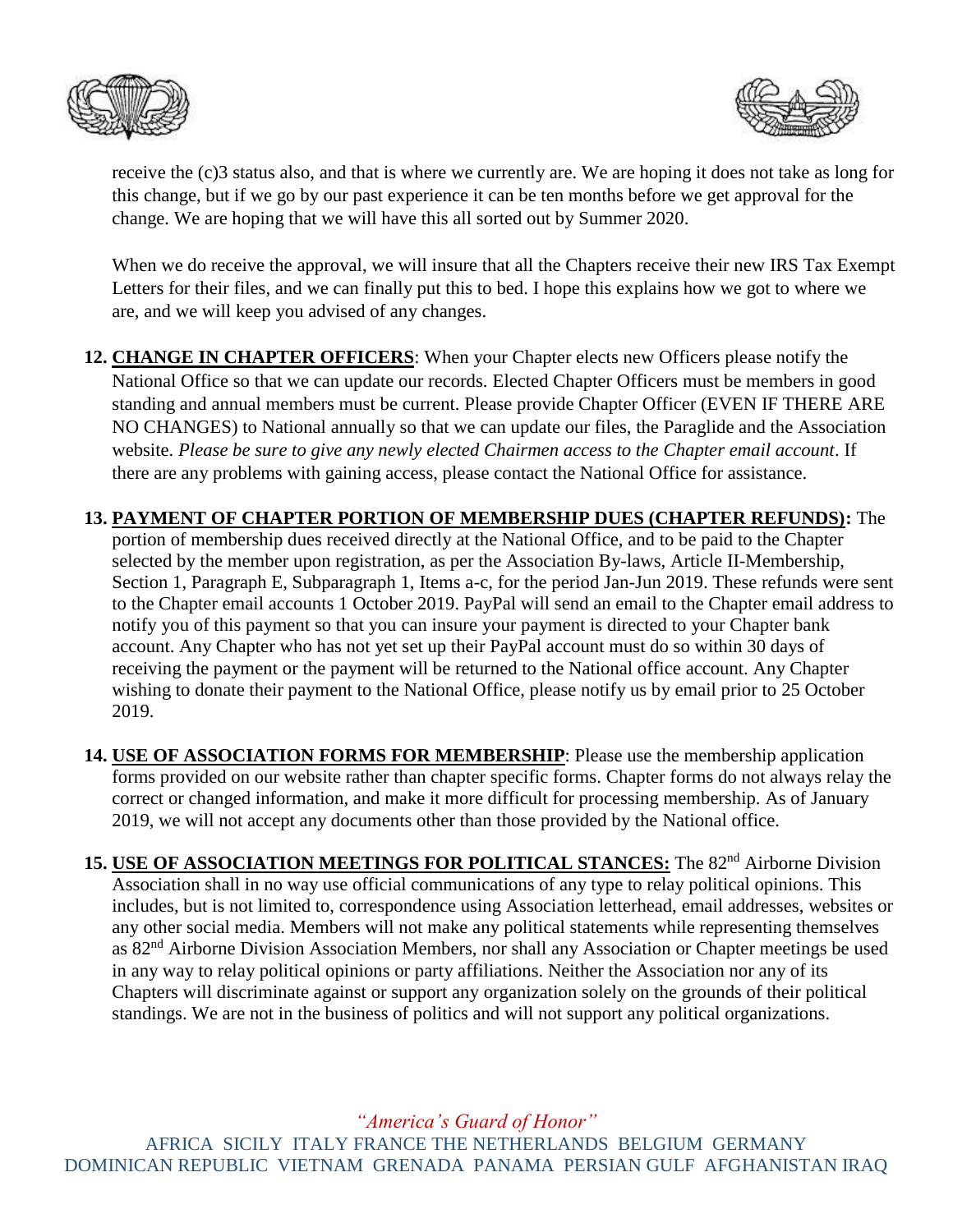receive the (c)3 status also, and that is where we currently are. We are hoping it does not take as long for this change, but if we go by our past experience it can be ten months before we get approval for the change. We are hoping that we will have this all sorted out by Summer 2020.

When we do receive the approval, we will insure that all the Chapters receive their new IRS Tax Exempt Letters for their files, and we can finally put this to bed. I hope this explains how we got to where we are, and we will keep you advised of any changes.

12. **CHANGE IN CHAPTER OFFICERS**: When your Chapter elects new Officers please notify the National Office so that we can update our records. Elected Chapter Officers must be members in good standing and annual members must be current. Please provide Chapter Officer (EVEN IF THERE ARE NO CHANGES) to National annually so that we can update our files, the Paraglide and the Association website. *Please be sure to give any newly elected Chairmen access to the Chapter email account*. If there are any problems with gaining access, please contact the National Office for assistance.

13. **PAYMENT OF CHAPTER PORTION OF MEMBERSHIP DUES (CHAPTER REFUNDS):** The portion of membership dues received directly at the National Office, and to be paid to the Chapter selected by the member upon registration, as per the Association By-laws, Article II-Membership, Section 1, Paragraph E, Subparagraph 1, Items a-c, for the period Jan-Jun 2019. These refunds were sent to the Chapter email accounts 1 October 2019. PayPal will send an email to the Chapter email address to notify you of this payment so that you can insure your payment is directed to your Chapter bank account. Any Chapter who has not yet set up their PayPal account must do so within 30 days of receiving the payment or the payment will be returned to the National office account. Any Chapter wishing to donate their payment to the National Office, please notify us by email prior to 25 October 2019.

14. **USE OF ASSOCIATION FORMS FOR MEMBERSHIP**: Please use the membership application forms provided on our website rather than chapter specific forms. Chapter forms do not always relay the correct or changed information, and make it more difficult for processing membership. As of January 2019, we will not accept any documents other than those provided by the National office.

15. **USE OF ASSOCIATION MEETINGS FOR POLITICAL STANCES:** The 82nd Airborne Division Association shall in no way use official communications of any type to relay political opinions. This includes, but is not limited to, correspondence using Association letterhead, email addresses, websites or any other social media. Members will not make any political statements while representing themselves as 82nd Airborne Division Association Members, nor shall any Association or Chapter meetings be used in any way to relay political opinions or party affiliations. Neither the Association nor any of its Chapters will discriminate against or support any organization solely on the grounds of their political standings. We are not in the business of politics and will not support any political organizations.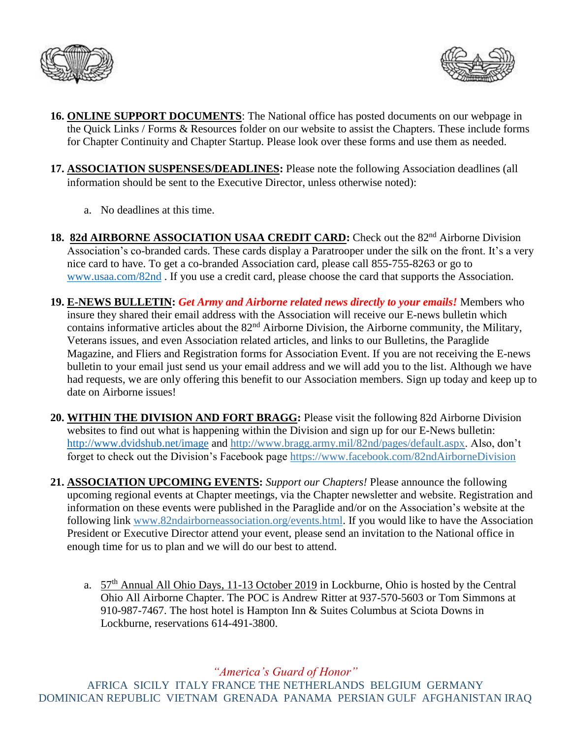16. **ONLINE SUPPORT DOCUMENTS**: The National office has posted documents on our webpage in the Quick Links / Forms & Resources folder on our website to assist the Chapters. These include forms for Chapter Continuity and Chapter Startup. Please look over these forms and use them as needed.

17. **ASSOCIATION SUSPENSES/DEADLINES:** Please note the following Association deadlines (all information should be sent to the Executive Director, unless otherwise noted):

    a. No deadlines at this time.

18. **82d AIRBORNE ASSOCIATION USAA CREDIT CARD:** Check out the 82nd Airborne Division Association's co-branded cards. These cards display a Paratrooper under the silk on the front. It's a very nice card to have. To get a co-branded Association card, please call 855-755-8263 or go to www.usaa.com/82nd . If you use a credit card, please choose the card that supports the Association.

19. **E-NEWS BULLETIN:** ***Get Army and Airborne related news directly to your emails!*** Members who insure they shared their email address with the Association will receive our E-news bulletin which contains informative articles about the 82nd Airborne Division, the Airborne community, the Military, Veterans issues, and even Association related articles, and links to our Bulletins, the Paraglide Magazine, and Fliers and Registration forms for Association Event. If you are not receiving the E-news bulletin to your email just send us your email address and we will add you to the list. Although we have had requests, we are only offering this benefit to our Association members. Sign up today and keep up to date on Airborne issues!

20. **WITHIN THE DIVISION AND FORT BRAGG:** Please visit the following 82d Airborne Division websites to find out what is happening within the Division and sign up for our E-News bulletin: http://www.dvidshub.net/image and http://www.bragg.army.mil/82nd/pages/default.aspx. Also, don't forget to check out the Division's Facebook page https://www.facebook.com/82ndAirborneDivision

21. **ASSOCIATION UPCOMING EVENTS:** *Support our Chapters!* Please announce the following upcoming regional events at Chapter meetings, via the Chapter newsletter and website. Registration and information on these events were published in the Paraglide and/or on the Association's website at the following link www.82ndairborneassociation.org/events.html. If you would like to have the Association President or Executive Director attend your event, please send an invitation to the National office in enough time for us to plan and we will do our best to attend.

    a. 57th Annual All Ohio Days, 11-13 October 2019 in Lockburne, Ohio is hosted by the Central Ohio All Airborne Chapter. The POC is Andrew Ritter at 937-570-5603 or Tom Simmons at 910-987-7467. The host hotel is Hampton Inn & Suites Columbus at Sciota Downs in Lockburne, reservations 614-491-3800.

*"America's Guard of Honor"*

AFRICA SICILY ITALY FRANCE THE NETHERLANDS BELGIUM GERMANY DOMINICAN REPUBLIC VIETNAM GRENADA PANAMA PERSIAN GULF AFGHANISTAN IRAQ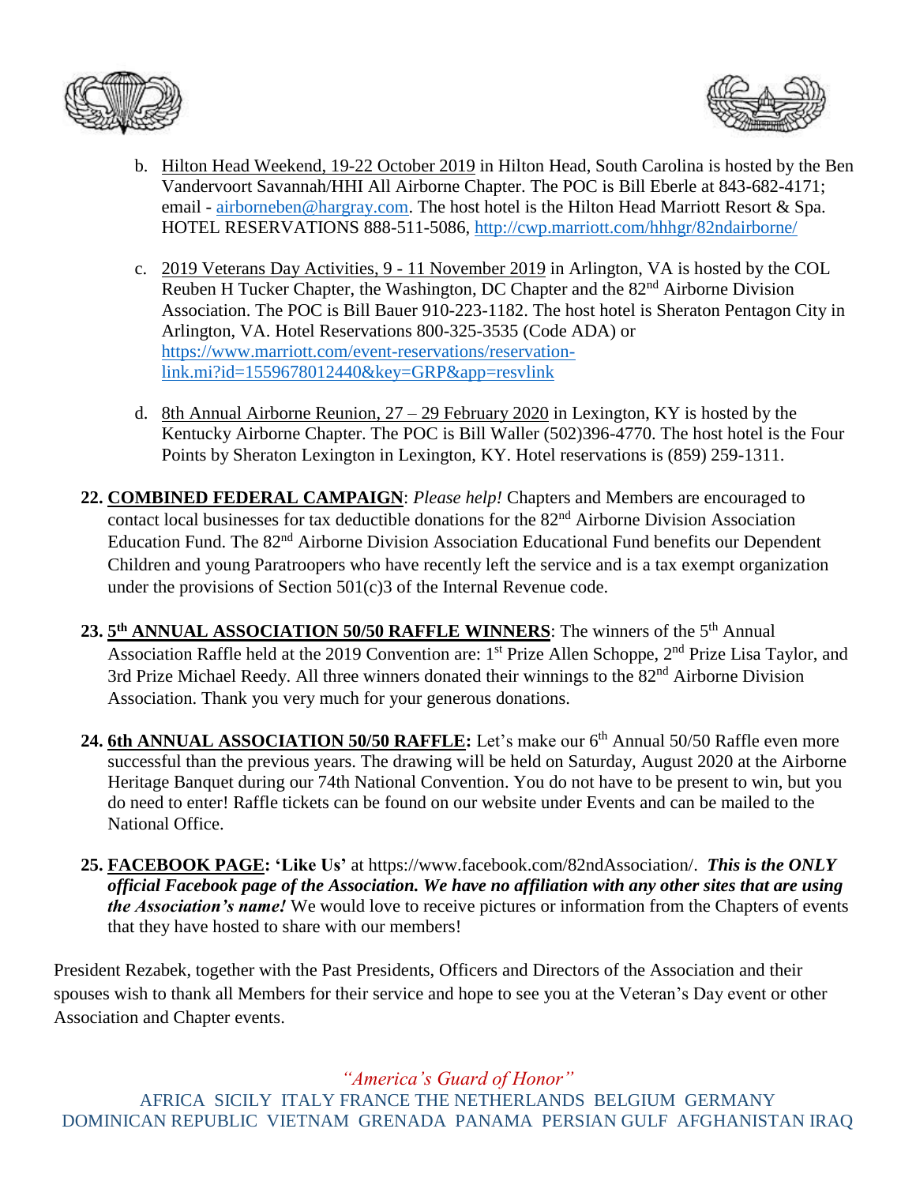b. Hilton Head Weekend, 19-22 October 2019 in Hilton Head, South Carolina is hosted by the Ben Vandervoort Savannah/HHI All Airborne Chapter. The POC is Bill Eberle at 843-682-4171; email - airborneben@hargray.com. The host hotel is the Hilton Head Marriott Resort & Spa. HOTEL RESERVATIONS 888-511-5086, http://cwp.marriott.com/hhhgr/82ndairborne/

c. 2019 Veterans Day Activities, 9 - 11 November 2019 in Arlington, VA is hosted by the COL Reuben H Tucker Chapter, the Washington, DC Chapter and the 82nd Airborne Division Association. The POC is Bill Bauer 910-223-1182. The host hotel is Sheraton Pentagon City in Arlington, VA. Hotel Reservations 800-325-3535 (Code ADA) or https://www.marriott.com/event-reservations/reservation-link.mi?id=1559678012440&key=GRP&app=resvlink

d. 8th Annual Airborne Reunion, 27 – 29 February 2020 in Lexington, KY is hosted by the Kentucky Airborne Chapter. The POC is Bill Waller (502)396-4770. The host hotel is the Four Points by Sheraton Lexington in Lexington, KY. Hotel reservations is (859) 259-1311.

22. **COMBINED FEDERAL CAMPAIGN**: *Please help!* Chapters and Members are encouraged to contact local businesses for tax deductible donations for the 82nd Airborne Division Association Education Fund. The 82nd Airborne Division Association Educational Fund benefits our Dependent Children and young Paratroopers who have recently left the service and is a tax exempt organization under the provisions of Section 501(c)3 of the Internal Revenue code.

23. **5th ANNUAL ASSOCIATION 50/50 RAFFLE WINNERS**: The winners of the 5th Annual Association Raffle held at the 2019 Convention are: 1st Prize Allen Schoppe, 2nd Prize Lisa Taylor, and 3rd Prize Michael Reedy. All three winners donated their winnings to the 82nd Airborne Division Association. Thank you very much for your generous donations.

24. **6th ANNUAL ASSOCIATION 50/50 RAFFLE:** Let's make our 6th Annual 50/50 Raffle even more successful than the previous years. The drawing will be held on Saturday, August 2020 at the Airborne Heritage Banquet during our 74th National Convention. You do not have to be present to win, but you do need to enter! Raffle tickets can be found on our website under Events and can be mailed to the National Office.

25. **FACEBOOK PAGE: 'Like Us'** at https://www.facebook.com/82ndAssociation/. ***This is the ONLY official Facebook page of the Association. We have no affiliation with any other sites that are using the Association's name!*** We would love to receive pictures or information from the Chapters of events that they have hosted to share with our members!

President Rezabek, together with the Past Presidents, Officers and Directors of the Association and their spouses wish to thank all Members for their service and hope to see you at the Veteran's Day event or other Association and Chapter events.

*"America's Guard of Honor"*

AFRICA SICILY ITALY FRANCE THE NETHERLANDS BELGIUM GERMANY DOMINICAN REPUBLIC VIETNAM GRENADA PANAMA PERSIAN GULF AFGHANISTAN IRAQ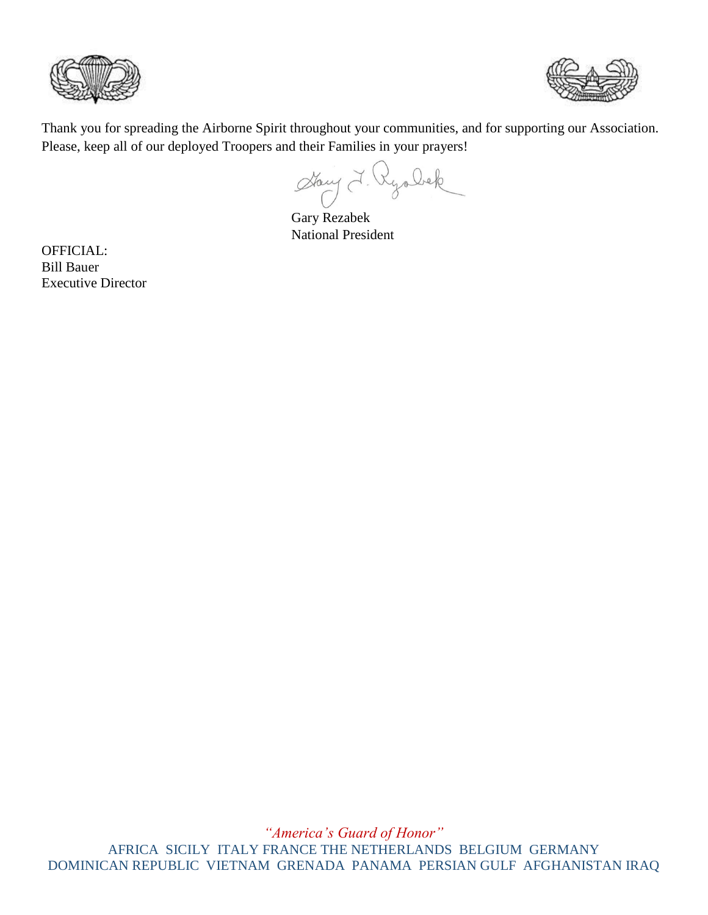Thank you for spreading the Airborne Spirit throughout your communities, and for supporting our Association. Please, keep all of our deployed Troopers and their Families in your prayers!

Gary Rezabek
National President

OFFICIAL:
Bill Bauer
Executive Director

*"America's Guard of Honor"*

AFRICA SICILY ITALY FRANCE THE NETHERLANDS BELGIUM GERMANY DOMINICAN REPUBLIC VIETNAM GRENADA PANAMA PERSIAN GULF AFGHANISTAN IRAQ